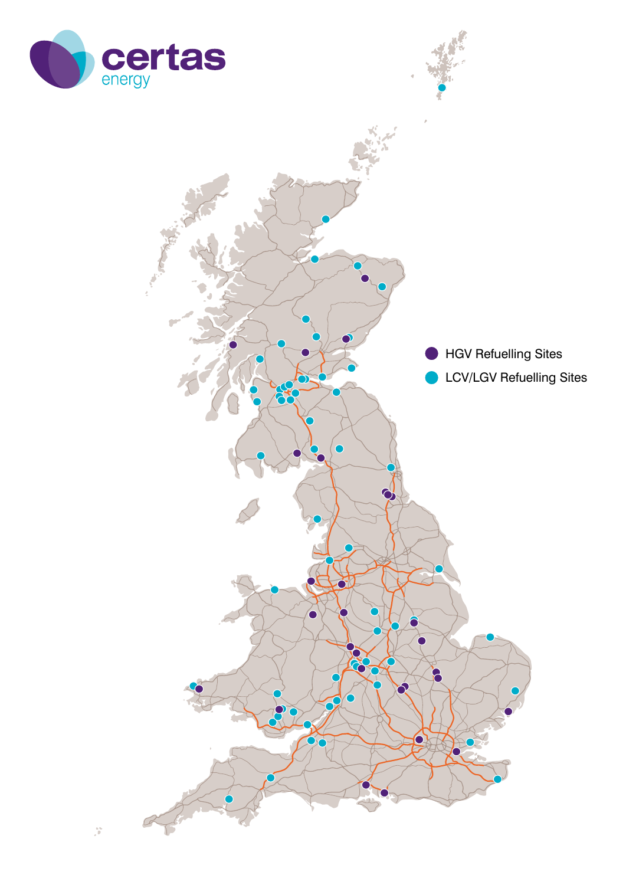certas energy

HGV Refuelling Sites

LCV/LGV Refuelling Sites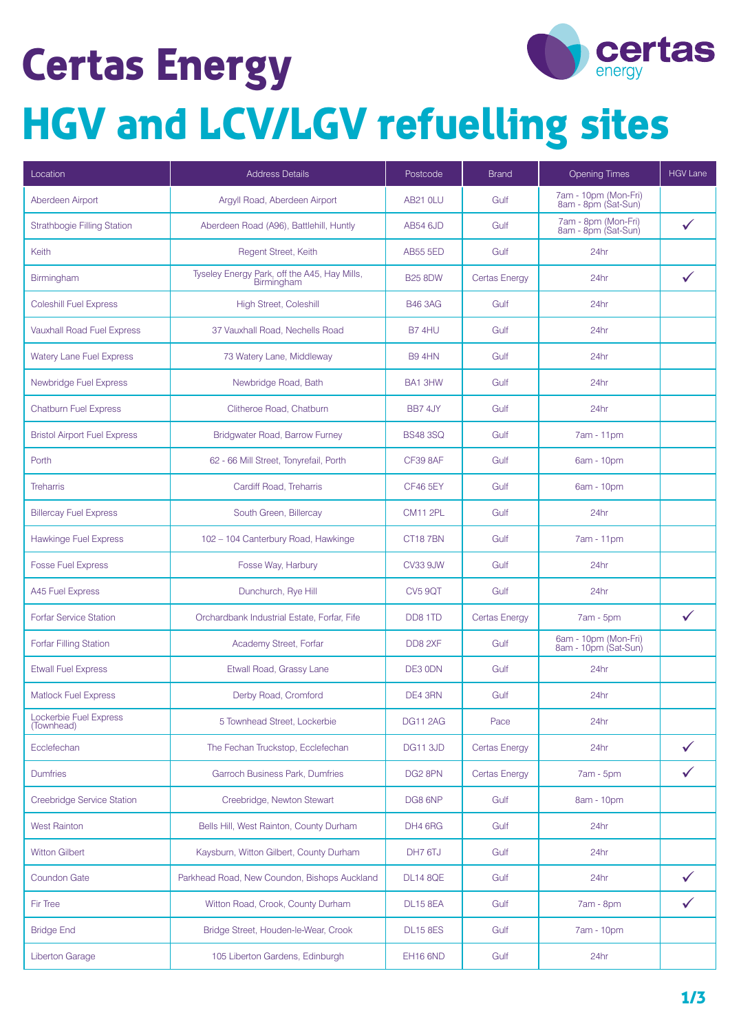# Certas Energy

# HGV and LCV/LGV refuelling sites

| Location | Address Details | Postcode | Brand | Opening Times | HGV Lane |
|---|---|---|---|---|---|
| Aberdeen Airport | Argyll Road, Aberdeen Airport | AB21 0LU | Gulf | 7am - 10pm (Mon-Fri) 8am - 8pm (Sat-Sun) | |
| Strathbogie Filling Station | Aberdeen Road (A96), Battlehill, Huntly | AB54 6JD | Gulf | 7am - 8pm (Mon-Fri) 8am - 8pm (Sat-Sun) | ✓ |
| Keith | Regent Street, Keith | AB55 5ED | Gulf | 24hr | |
| Birmingham | Tyseley Energy Park, off the A45, Hay Mills, Birmingham | B25 8DW | Certas Energy | 24hr | ✓ |
| Coleshill Fuel Express | High Street, Coleshill | B46 3AG | Gulf | 24hr | |
| Vauxhall Road Fuel Express | 37 Vauxhall Road, Nechells Road | B7 4HU | Gulf | 24hr | |
| Watery Lane Fuel Express | 73 Watery Lane, Middleway | B9 4HN | Gulf | 24hr | |
| Newbridge Fuel Express | Newbridge Road, Bath | BA1 3HW | Gulf | 24hr | |
| Chatburn Fuel Express | Clitheroe Road, Chatburn | BB7 4JY | Gulf | 24hr | |
| Bristol Airport Fuel Express | Bridgwater Road, Barrow Furney | BS48 3SQ | Gulf | 7am - 11pm | |
| Porth | 62 - 66 Mill Street, Tonyrefail, Porth | CF39 8AF | Gulf | 6am - 10pm | |
| Treharris | Cardiff Road, Treharris | CF46 5EY | Gulf | 6am - 10pm | |
| Billercay Fuel Express | South Green, Billercay | CM11 2PL | Gulf | 24hr | |
| Hawkinge Fuel Express | 102 – 104 Canterbury Road, Hawkinge | CT18 7BN | Gulf | 7am - 11pm | |
| Fosse Fuel Express | Fosse Way, Harbury | CV33 9JW | Gulf | 24hr | |
| A45 Fuel Express | Dunchurch, Rye Hill | CV5 9QT | Gulf | 24hr | |
| Forfar Service Station | Orchardbank Industrial Estate, Forfar, Fife | DD8 1TD | Certas Energy | 7am - 5pm | ✓ |
| Forfar Filling Station | Academy Street, Forfar | DD8 2XF | Gulf | 6am - 10pm (Mon-Fri) 8am - 10pm (Sat-Sun) | |
| Etwall Fuel Express | Etwall Road, Grassy Lane | DE3 0DN | Gulf | 24hr | |
| Matlock Fuel Express | Derby Road, Cromford | DE4 3RN | Gulf | 24hr | |
| Lockerbie Fuel Express (Townhead) | 5 Townhead Street, Lockerbie | DG11 2AG | Pace | 24hr | |
| Ecclefechan | The Fechan Truckstop, Ecclefechan | DG11 3JD | Certas Energy | 24hr | ✓ |
| Dumfries | Garroch Business Park, Dumfries | DG2 8PN | Certas Energy | 7am - 5pm | ✓ |
| Creebridge Service Station | Creebridge, Newton Stewart | DG8 6NP | Gulf | 8am - 10pm | |
| West Rainton | Bells Hill, West Rainton, County Durham | DH4 6RG | Gulf | 24hr | |
| Witton Gilbert | Kaysburn, Witton Gilbert, County Durham | DH7 6TJ | Gulf | 24hr | |
| Coundon Gate | Parkhead Road, New Coundon, Bishops Auckland | DL14 8QE | Gulf | 24hr | ✓ |
| Fir Tree | Witton Road, Crook, County Durham | DL15 8EA | Gulf | 7am - 8pm | ✓ |
| Bridge End | Bridge Street, Houden-le-Wear, Crook | DL15 8ES | Gulf | 7am - 10pm | |
| Liberton Garage | 105 Liberton Gardens, Edinburgh | EH16 6ND | Gulf | 24hr | |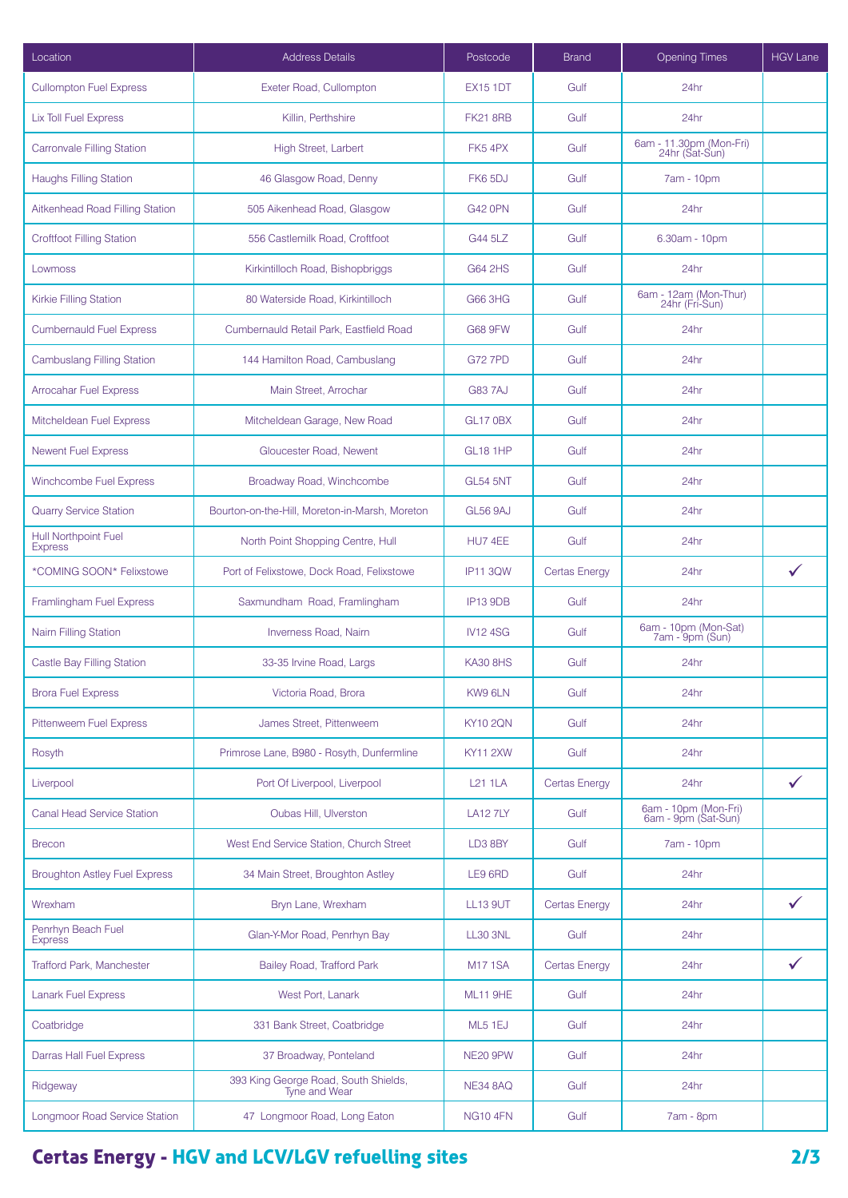| Location | Address Details | Postcode | Brand | Opening Times | HGV Lane |
|---|---|---|---|---|---|
| Cullompton Fuel Express | Exeter Road, Cullompton | EX15 1DT | Gulf | 24hr | |
| Lix Toll Fuel Express | Killin, Perthshire | FK21 8RB | Gulf | 24hr | |
| Carronvale Filling Station | High Street, Larbert | FK5 4PX | Gulf | 6am - 11.30pm (Mon-Fri) 24hr (Sat-Sun) | |
| Haughs Filling Station | 46 Glasgow Road, Denny | FK6 5DJ | Gulf | 7am - 10pm | |
| Aitkenhead Road Filling Station | 505 Aikenhead Road, Glasgow | G42 0PN | Gulf | 24hr | |
| Croftfoot Filling Station | 556 Castlemilk Road, Croftfoot | G44 5LZ | Gulf | 6.30am - 10pm | |
| Lowmoss | Kirkintilloch Road, Bishopbriggs | G64 2HS | Gulf | 24hr | |
| Kirkie Filling Station | 80 Waterside Road, Kirkintilloch | G66 3HG | Gulf | 6am - 12am (Mon-Thur) 24hr (Fri-Sun) | |
| Cumbernauld Fuel Express | Cumbernauld Retail Park, Eastfield Road | G68 9FW | Gulf | 24hr | |
| Cambuslang Filling Station | 144 Hamilton Road, Cambuslang | G72 7PD | Gulf | 24hr | |
| Arrocahar Fuel Express | Main Street, Arrochar | G83 7AJ | Gulf | 24hr | |
| Mitcheldean Fuel Express | Mitcheldean Garage, New Road | GL17 0BX | Gulf | 24hr | |
| Newent Fuel Express | Gloucester Road, Newent | GL18 1HP | Gulf | 24hr | |
| Winchcombe Fuel Express | Broadway Road, Winchcombe | GL54 5NT | Gulf | 24hr | |
| Quarry Service Station | Bourton-on-the-Hill, Moreton-in-Marsh, Moreton | GL56 9AJ | Gulf | 24hr | |
| Hull Northpoint Fuel Express | North Point Shopping Centre, Hull | HU7 4EE | Gulf | 24hr | |
| *COMING SOON* Felixstowe | Port of Felixstowe, Dock Road, Felixstowe | IP11 3QW | Certas Energy | 24hr | ✓ |
| Framlingham Fuel Express | Saxmundham Road, Framlingham | IP13 9DB | Gulf | 24hr | |
| Nairn Filling Station | Inverness Road, Nairn | IV12 4SG | Gulf | 6am - 10pm (Mon-Sat) 7am - 9pm (Sun) | |
| Castle Bay Filling Station | 33-35 Irvine Road, Largs | KA30 8HS | Gulf | 24hr | |
| Brora Fuel Express | Victoria Road, Brora | KW9 6LN | Gulf | 24hr | |
| Pittenweem Fuel Express | James Street, Pittenweem | KY10 2QN | Gulf | 24hr | |
| Rosyth | Primrose Lane, B980 - Rosyth, Dunfermline | KY11 2XW | Gulf | 24hr | |
| Liverpool | Port Of Liverpool, Liverpool | L21 1LA | Certas Energy | 24hr | ✓ |
| Canal Head Service Station | Oubas Hill, Ulverston | LA12 7LY | Gulf | 6am - 10pm (Mon-Fri) 6am - 9pm (Sat-Sun) | |
| Brecon | West End Service Station, Church Street | LD3 8BY | Gulf | 7am - 10pm | |
| Broughton Astley Fuel Express | 34 Main Street, Broughton Astley | LE9 6RD | Gulf | 24hr | |
| Wrexham | Bryn Lane, Wrexham | LL13 9UT | Certas Energy | 24hr | ✓ |
| Penrhyn Beach Fuel Express | Glan-Y-Mor Road, Penrhyn Bay | LL30 3NL | Gulf | 24hr | |
| Trafford Park, Manchester | Bailey Road, Trafford Park | M17 1SA | Certas Energy | 24hr | ✓ |
| Lanark Fuel Express | West Port, Lanark | ML11 9HE | Gulf | 24hr | |
| Coatbridge | 331 Bank Street, Coatbridge | ML5 1EJ | Gulf | 24hr | |
| Darras Hall Fuel Express | 37 Broadway, Ponteland | NE20 9PW | Gulf | 24hr | |
| Ridgeway | 393 King George Road, South Shields, Tyne and Wear | NE34 8AQ | Gulf | 24hr | |
| Longmoor Road Service Station | 47 Longmoor Road, Long Eaton | NG10 4FN | Gulf | 7am - 8pm | |

**Certas Energy - HGV and LCV/LGV refuelling sites**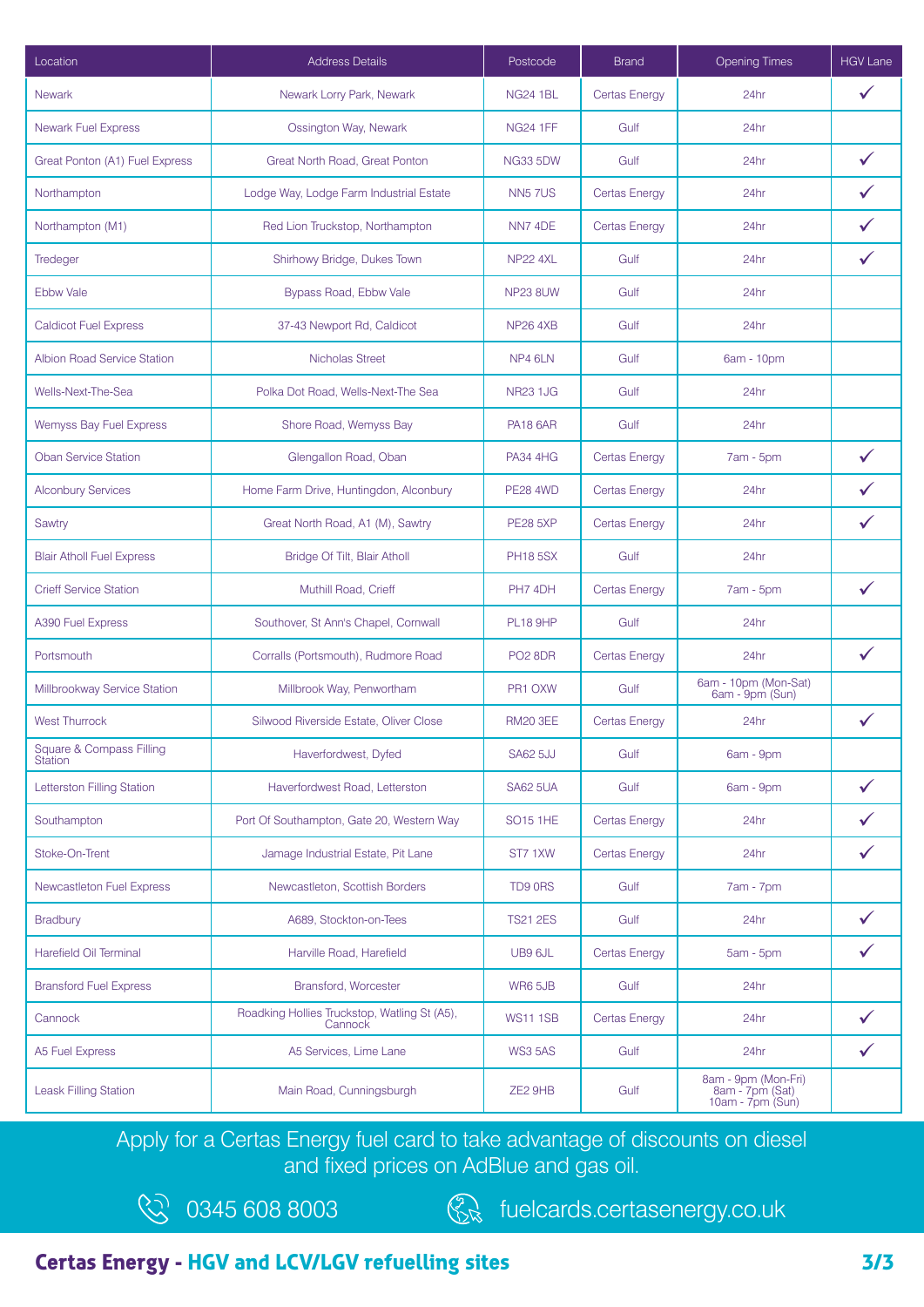| Location | Address Details | Postcode | Brand | Opening Times | HGV Lane |
|---|---|---|---|---|---|
| Newark | Newark Lorry Park, Newark | NG24 1BL | Certas Energy | 24hr | ✓ |
| Newark Fuel Express | Ossington Way, Newark | NG24 1FF | Gulf | 24hr | |
| Great Ponton (A1) Fuel Express | Great North Road, Great Ponton | NG33 5DW | Gulf | 24hr | ✓ |
| Northampton | Lodge Way, Lodge Farm Industrial Estate | NN5 7US | Certas Energy | 24hr | ✓ |
| Northampton (M1) | Red Lion Truckstop, Northampton | NN7 4DE | Certas Energy | 24hr | ✓ |
| Tredeger | Shirhowy Bridge, Dukes Town | NP22 4XL | Gulf | 24hr | ✓ |
| Ebbw Vale | Bypass Road, Ebbw Vale | NP23 8UW | Gulf | 24hr | |
| Caldicot Fuel Express | 37-43 Newport Rd, Caldicot | NP26 4XB | Gulf | 24hr | |
| Albion Road Service Station | Nicholas Street | NP4 6LN | Gulf | 6am - 10pm | |
| Wells-Next-The-Sea | Polka Dot Road, Wells-Next-The Sea | NR23 1JG | Gulf | 24hr | |
| Wemyss Bay Fuel Express | Shore Road, Wemyss Bay | PA18 6AR | Gulf | 24hr | |
| Oban Service Station | Glengallon Road, Oban | PA34 4HG | Certas Energy | 7am - 5pm | ✓ |
| Alconbury Services | Home Farm Drive, Huntingdon, Alconbury | PE28 4WD | Certas Energy | 24hr | ✓ |
| Sawtry | Great North Road, A1 (M), Sawtry | PE28 5XP | Certas Energy | 24hr | ✓ |
| Blair Atholl Fuel Express | Bridge Of Tilt, Blair Atholl | PH18 5SX | Gulf | 24hr | |
| Crieff Service Station | Muthill Road, Crieff | PH7 4DH | Certas Energy | 7am - 5pm | ✓ |
| A390 Fuel Express | Southover, St Ann's Chapel, Cornwall | PL18 9HP | Gulf | 24hr | |
| Portsmouth | Corralls (Portsmouth), Rudmore Road | PO2 8DR | Certas Energy | 24hr | ✓ |
| Millbrookway Service Station | Millbrook Way, Penwortham | PR1 OXW | Gulf | 6am - 10pm (Mon-Sat) 6am - 9pm (Sun) | |
| West Thurrock | Silwood Riverside Estate, Oliver Close | RM20 3EE | Certas Energy | 24hr | ✓ |
| Square & Compass Filling Station | Haverfordwest, Dyfed | SA62 5JJ | Gulf | 6am - 9pm | |
| Letterston Filling Station | Haverfordwest Road, Letterston | SA62 5UA | Gulf | 6am - 9pm | ✓ |
| Southampton | Port Of Southampton, Gate 20, Western Way | SO15 1HE | Certas Energy | 24hr | ✓ |
| Stoke-On-Trent | Jamage Industrial Estate, Pit Lane | ST7 1XW | Certas Energy | 24hr | ✓ |
| Newcastleton Fuel Express | Newcastleton, Scottish Borders | TD9 0RS | Gulf | 7am - 7pm | |
| Bradbury | A689, Stockton-on-Tees | TS21 2ES | Gulf | 24hr | ✓ |
| Harefield Oil Terminal | Harville Road, Harefield | UB9 6JL | Certas Energy | 5am - 5pm | ✓ |
| Bransford Fuel Express | Bransford, Worcester | WR6 5JB | Gulf | 24hr | |
| Cannock | Roadking Hollies Truckstop, Watling St (A5), Cannock | WS11 1SB | Certas Energy | 24hr | ✓ |
| A5 Fuel Express | A5 Services, Lime Lane | WS3 5AS | Gulf | 24hr | ✓ |
| Leask Filling Station | Main Road, Cunningsburgh | ZE2 9HB | Gulf | 8am - 9pm (Mon-Fri) 8am - 7pm (Sat) 10am - 7pm (Sun) | |

Apply for a Certas Energy fuel card to take advantage of discounts on diesel and fixed prices on AdBlue and gas oil.

0345 608 8003

fuelcards.certasenergy.co.uk

**Certas Energy - HGV and LCV/LGV refuelling sites**